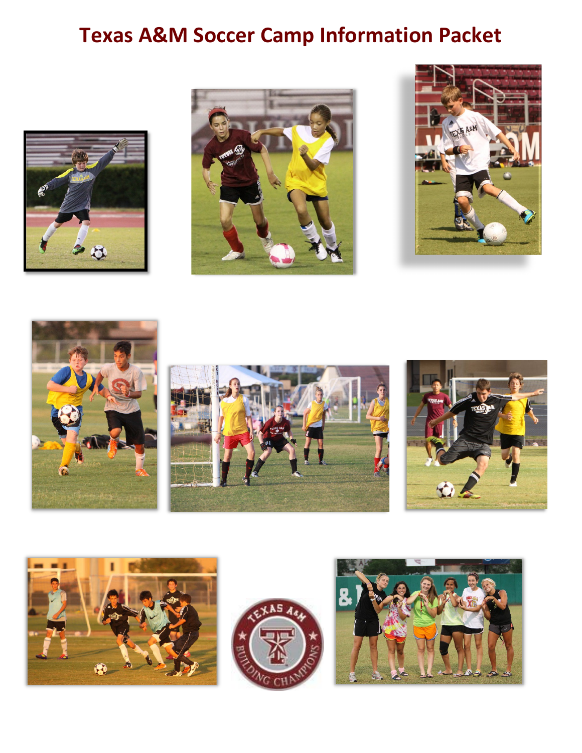# Texas A&M Soccer Camp Information Packet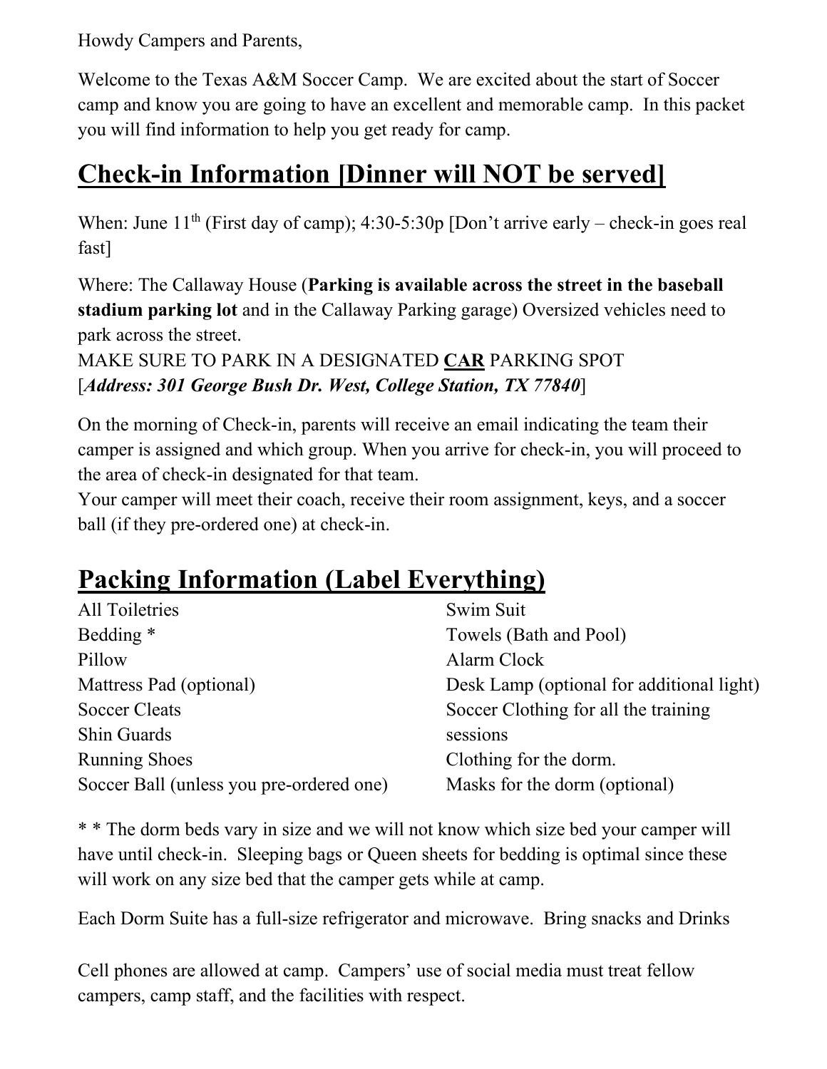Howdy Campers and Parents,

Welcome to the Texas A&M Soccer Camp. We are excited about the start of Soccer camp and know you are going to have an excellent and memorable camp. In this packet you will find information to help you get ready for camp.

## Check-in Information [Dinner will NOT be served]

When: June 11th (First day of camp); 4:30-5:30p [Don't arrive early – check-in goes real fast]

Where: The Callaway House (**Parking is available across the street in the baseball stadium parking lot** and in the Callaway Parking garage) Oversized vehicles need to park across the street.

MAKE SURE TO PARK IN A DESIGNATED **CAR** PARKING SPOT
[***Address: 301 George Bush Dr. West, College Station, TX 77840***]

On the morning of Check-in, parents will receive an email indicating the team their camper is assigned and which group. When you arrive for check-in, you will proceed to the area of check-in designated for that team.

Your camper will meet their coach, receive their room assignment, keys, and a soccer ball (if they pre-ordered one) at check-in.

## Packing Information (Label Everything)

- All Toiletries
- Bedding *
- Pillow
- Mattress Pad (optional)
- Soccer Cleats
- Shin Guards
- Running Shoes
- Soccer Ball (unless you pre-ordered one)
- Swim Suit
- Towels (Bath and Pool)
- Alarm Clock
- Desk Lamp (optional for additional light)
- Soccer Clothing for all the training sessions
- Clothing for the dorm.
- Masks for the dorm (optional)

* * The dorm beds vary in size and we will not know which size bed your camper will have until check-in. Sleeping bags or Queen sheets for bedding is optimal since these will work on any size bed that the camper gets while at camp.

Each Dorm Suite has a full-size refrigerator and microwave. Bring snacks and Drinks

Cell phones are allowed at camp. Campers' use of social media must treat fellow campers, camp staff, and the facilities with respect.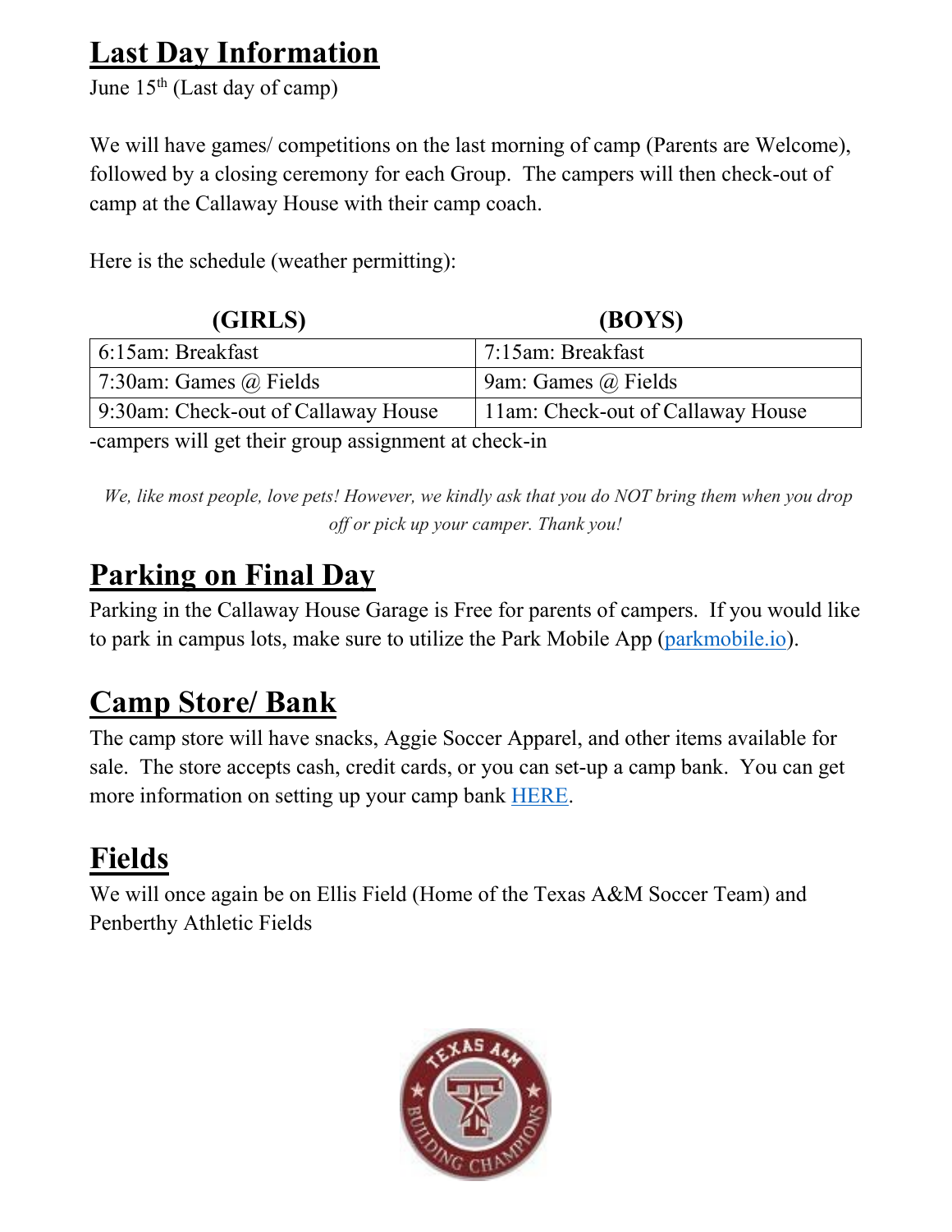## Last Day Information

June 15th (Last day of camp)

We will have games/ competitions on the last morning of camp (Parents are Welcome), followed by a closing ceremony for each Group. The campers will then check-out of camp at the Callaway House with their camp coach.

Here is the schedule (weather permitting):

| (GIRLS) | (BOYS) |
|---|---|
| 6:15am: Breakfast | 7:15am: Breakfast |
| 7:30am: Games @ Fields | 9am: Games @ Fields |
| 9:30am: Check-out of Callaway House | 11am: Check-out of Callaway House |

-campers will get their group assignment at check-in

*We, like most people, love pets! However, we kindly ask that you do NOT bring them when you drop off or pick up your camper. Thank you!*

## Parking on Final Day

Parking in the Callaway House Garage is Free for parents of campers. If you would like to park in campus lots, make sure to utilize the Park Mobile App (parkmobile.io).

## Camp Store/ Bank

The camp store will have snacks, Aggie Soccer Apparel, and other items available for sale. The store accepts cash, credit cards, or you can set-up a camp bank. You can get more information on setting up your camp bank HERE.

## Fields

We will once again be on Ellis Field (Home of the Texas A&M Soccer Team) and Penberthy Athletic Fields